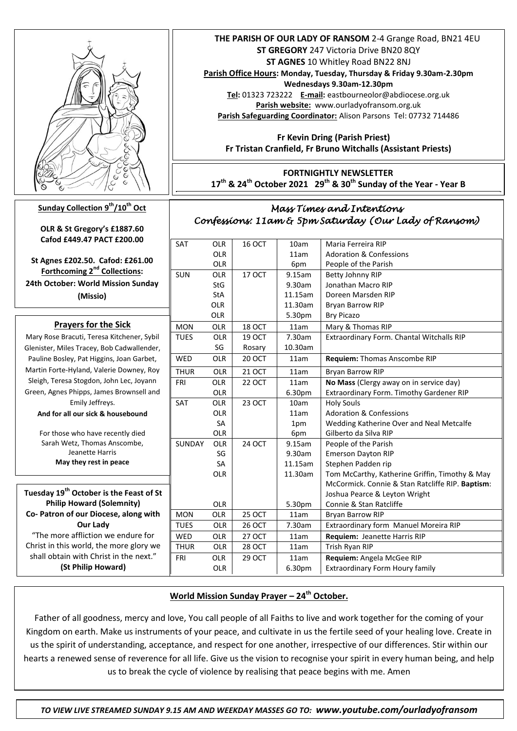**THE PARISH OF OUR LADY OF RANSOM** 2-4 Grange Road, BN21 4EU
**ST GREGORY** 247 Victoria Drive BN20 8QY
**ST AGNES** 10 Whitley Road BN22 8NJ
**Parish Office Hours: Monday, Tuesday, Thursday & Friday 9.30am-2.30pm**
**Wednesdays 9.30am-12.30pm**
**Tel:** 01323 723222 **E-mail:** eastbourneolor@abdiocese.org.uk
**Parish website:** www.ourladyofransom.org.uk
**Parish Safeguarding Coordinator:** Alison Parsons Tel: 07732 714486

**Fr Kevin Dring (Parish Priest)**
**Fr Tristan Cranfield, Fr Bruno Witchalls (Assistant Priests)**

**FORTNIGHTLY NEWSLETTER**
**17th & 24th October 2021 29th & 30th Sunday of the Year - Year B**

**Sunday Collection 9th/10th Oct**

**OLR & St Gregory's £1887.60**
**Cafod £449.47 PACT £200.00**

**St Agnes £202.50. Cafod: £261.00**
**Forthcoming 2nd Collections:**
**24th October: World Mission Sunday (Missio)**

## Prayers for the Sick

Mary Rose Bracuti, Teresa Kitchener, Sybil Glenister, Miles Tracey, Bob Cadwallender, Pauline Bosley, Pat Higgins, Joan Garbet, Martin Forte-Hyland, Valerie Downey, Roy Sleigh, Teresa Stogdon, John Lec, Joyann Green, Agnes Phipps, James Brownsell and Emily Jeffreys.
**And for all our sick & housebound**

For those who have recently died
Sarah Wetz, Thomas Anscombe, Jeanette Harris
**May they rest in peace**

**Tuesday 19th October is the Feast of St Philip Howard (Solemnity)**
**Co- Patron of our Diocese, along with Our Lady**
"The more affliction we endure for Christ in this world, the more glory we shall obtain with Christ in the next."
**(St Philip Howard)**

## *Mass Times and Intentions*
### *Confessions: 11am & 5pm Saturday (Our Lady of Ransom)*

| | | | | |
|---|---|---|---|---|
| SAT | OLR | 16 OCT | 10am | Maria Ferreira RIP |
| | OLR | | 11am | Adoration & Confessions |
| | OLR | | 6pm | People of the Parish |
| SUN | OLR | 17 OCT | 9.15am | Betty Johnny RIP |
| | StG | | 9.30am | Jonathan Macro RIP |
| | StA | | 11.15am | Doreen Marsden RIP |
| | OLR | | 11.30am | Bryan Barrow RIP |
| | OLR | | 5.30pm | Bry Picazo |
| MON | OLR | 18 OCT | 11am | Mary & Thomas RIP |
| TUES | OLR | 19 OCT | 7.30am | Extraordinary Form. Chantal Witchalls RIP |
| | SG | Rosary | 10.30am | |
| WED | OLR | 20 OCT | 11am | **Requiem:** Thomas Anscombe RIP |
| THUR | OLR | 21 OCT | 11am | Bryan Barrow RIP |
| FRI | OLR | 22 OCT | 11am | **No Mass** (Clergy away on in service day) |
| | OLR | | 6.30pm | Extraordinary Form. Timothy Gardener RIP |
| SAT | OLR | 23 OCT | 10am | Holy Souls |
| | OLR | | 11am | Adoration & Confessions |
| | SA | | 1pm | Wedding Katherine Over and Neal Metcalfe |
| | OLR | | 6pm | Gilberto da Silva RIP |
| SUNDAY | OLR | 24 OCT | 9.15am | People of the Parish |
| | SG | | 9.30am | Emerson Dayton RIP |
| | SA | | 11.15am | Stephen Padden rip |
| | OLR | | 11.30am | Tom McCarthy, Katherine Griffin, Timothy & May McCormick. Connie & Stan Ratcliffe RIP. **Baptism**: Joshua Pearce & Leyton Wright |
| | OLR | | 5.30pm | Connie & Stan Ratcliffe |
| MON | OLR | 25 OCT | 11am | Bryan Barrow RIP |
| TUES | OLR | 26 OCT | 7.30am | Extraordinary form Manuel Moreira RIP |
| WED | OLR | 27 OCT | 11am | **Requiem:** Jeanette Harris RIP |
| THUR | OLR | 28 OCT | 11am | Trish Ryan RIP |
| FRI | OLR | 29 OCT | 11am | **Requiem:** Angela McGee RIP |
| | OLR | | 6.30pm | Extraordinary Form Houry family |

## World Mission Sunday Prayer – 24th October.

Father of all goodness, mercy and love, You call people of all Faiths to live and work together for the coming of your Kingdom on earth. Make us instruments of your peace, and cultivate in us the fertile seed of your healing love. Create in us the spirit of understanding, acceptance, and respect for one another, irrespective of our differences. Stir within our hearts a renewed sense of reverence for all life. Give us the vision to recognise your spirit in every human being, and help us to break the cycle of violence by realising that peace begins with me. Amen

*TO VIEW LIVE STREAMED SUNDAY 9.15 AM AND WEEKDAY MASSES GO TO:* ***www.youtube.com/ourladyofransom***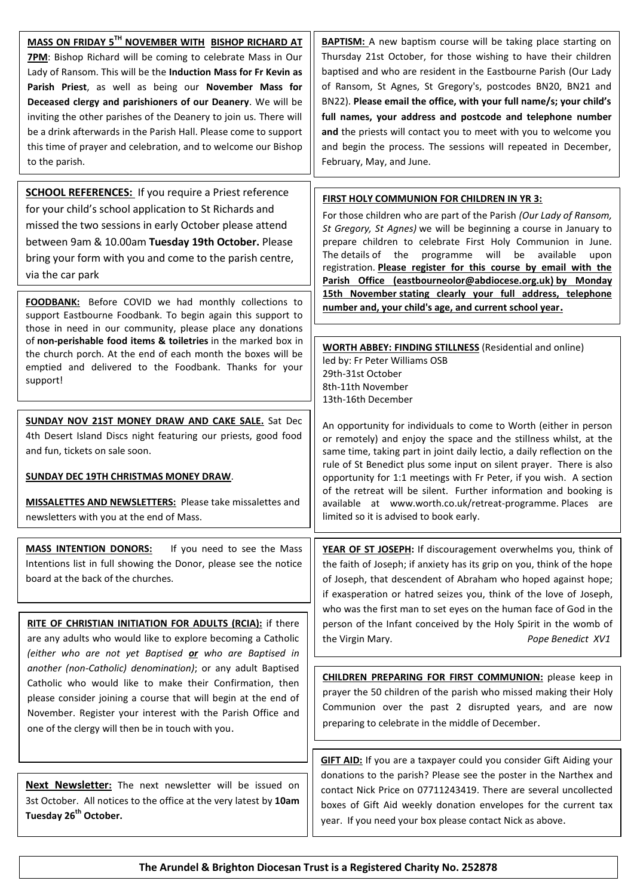**MASS ON FRIDAY 5TH NOVEMBER WITH BISHOP RICHARD AT 7PM**: Bishop Richard will be coming to celebrate Mass in Our Lady of Ransom. This will be the **Induction Mass for Fr Kevin as Parish Priest**, as well as being our **November Mass for Deceased clergy and parishioners of our Deanery**. We will be inviting the other parishes of the Deanery to join us. There will be a drink afterwards in the Parish Hall. Please come to support this time of prayer and celebration, and to welcome our Bishop to the parish.

**SCHOOL REFERENCES:** If you require a Priest reference for your child's school application to St Richards and missed the two sessions in early October please attend between 9am & 10.00am **Tuesday 19th October.** Please bring your form with you and come to the parish centre, via the car park

**FOODBANK:** Before COVID we had monthly collections to support Eastbourne Foodbank. To begin again this support to those in need in our community, please place any donations of **non-perishable food items & toiletries** in the marked box in the church porch. At the end of each month the boxes will be emptied and delivered to the Foodbank. Thanks for your support!

**SUNDAY NOV 21ST MONEY DRAW AND CAKE SALE.** Sat Dec 4th Desert Island Discs night featuring our priests, good food and fun, tickets on sale soon.

**SUNDAY DEC 19TH CHRISTMAS MONEY DRAW**.

**MISSALETTES AND NEWSLETTERS:** Please take missalettes and newsletters with you at the end of Mass.

**MASS INTENTION DONORS:** If you need to see the Mass Intentions list in full showing the Donor, please see the notice board at the back of the churches.

**RITE OF CHRISTIAN INITIATION FOR ADULTS (RCIA):** if there are any adults who would like to explore becoming a Catholic *(either who are not yet Baptised **or** who are Baptised in another (non-Catholic) denomination)*; or any adult Baptised Catholic who would like to make their Confirmation, then please consider joining a course that will begin at the end of November. Register your interest with the Parish Office and one of the clergy will then be in touch with you.

**Next Newsletter:** The next newsletter will be issued on 3st October. All notices to the office at the very latest by **10am Tuesday 26th October.**

**BAPTISM:** A new baptism course will be taking place starting on Thursday 21st October, for those wishing to have their children baptised and who are resident in the Eastbourne Parish (Our Lady of Ransom, St Agnes, St Gregory's, postcodes BN20, BN21 and BN22). **Please email the office, with your full name/s; your child's full names, your address and postcode and telephone number and** the priests will contact you to meet with you to welcome you and begin the process. The sessions will repeated in December, February, May, and June.

**FIRST HOLY COMMUNION FOR CHILDREN IN YR 3:**

For those children who are part of the Parish *(Our Lady of Ransom, St Gregory, St Agnes)* we will be beginning a course in January to prepare children to celebrate First Holy Communion in June. The details of the programme will be available upon registration. **Please register for this course by email with the Parish Office (eastbourneolor@abdiocese.org.uk) by Monday 15th November stating clearly your full address, telephone number and, your child's age, and current school year.**

**WORTH ABBEY: FINDING STILLNESS** (Residential and online)
led by: Fr Peter Williams OSB
29th-31st October
8th-11th November
13th-16th December

An opportunity for individuals to come to Worth (either in person or remotely) and enjoy the space and the stillness whilst, at the same time, taking part in joint daily lectio, a daily reflection on the rule of St Benedict plus some input on silent prayer. There is also opportunity for 1:1 meetings with Fr Peter, if you wish. A section of the retreat will be silent. Further information and booking is available at www.worth.co.uk/retreat-programme. Places are limited so it is advised to book early.

**YEAR OF ST JOSEPH:** If discouragement overwhelms you, think of the faith of Joseph; if anxiety has its grip on you, think of the hope of Joseph, that descendent of Abraham who hoped against hope; if exasperation or hatred seizes you, think of the love of Joseph, who was the first man to set eyes on the human face of God in the person of the Infant conceived by the Holy Spirit in the womb of the Virgin Mary. *Pope Benedict XV1*

**CHILDREN PREPARING FOR FIRST COMMUNION:** please keep in prayer the 50 children of the parish who missed making their Holy Communion over the past 2 disrupted years, and are now preparing to celebrate in the middle of December.

**GIFT AID:** If you are a taxpayer could you consider Gift Aiding your donations to the parish? Please see the poster in the Narthex and contact Nick Price on 07711243419. There are several uncollected boxes of Gift Aid weekly donation envelopes for the current tax year. If you need your box please contact Nick as above.

**The Arundel & Brighton Diocesan Trust is a Registered Charity No. 252878**